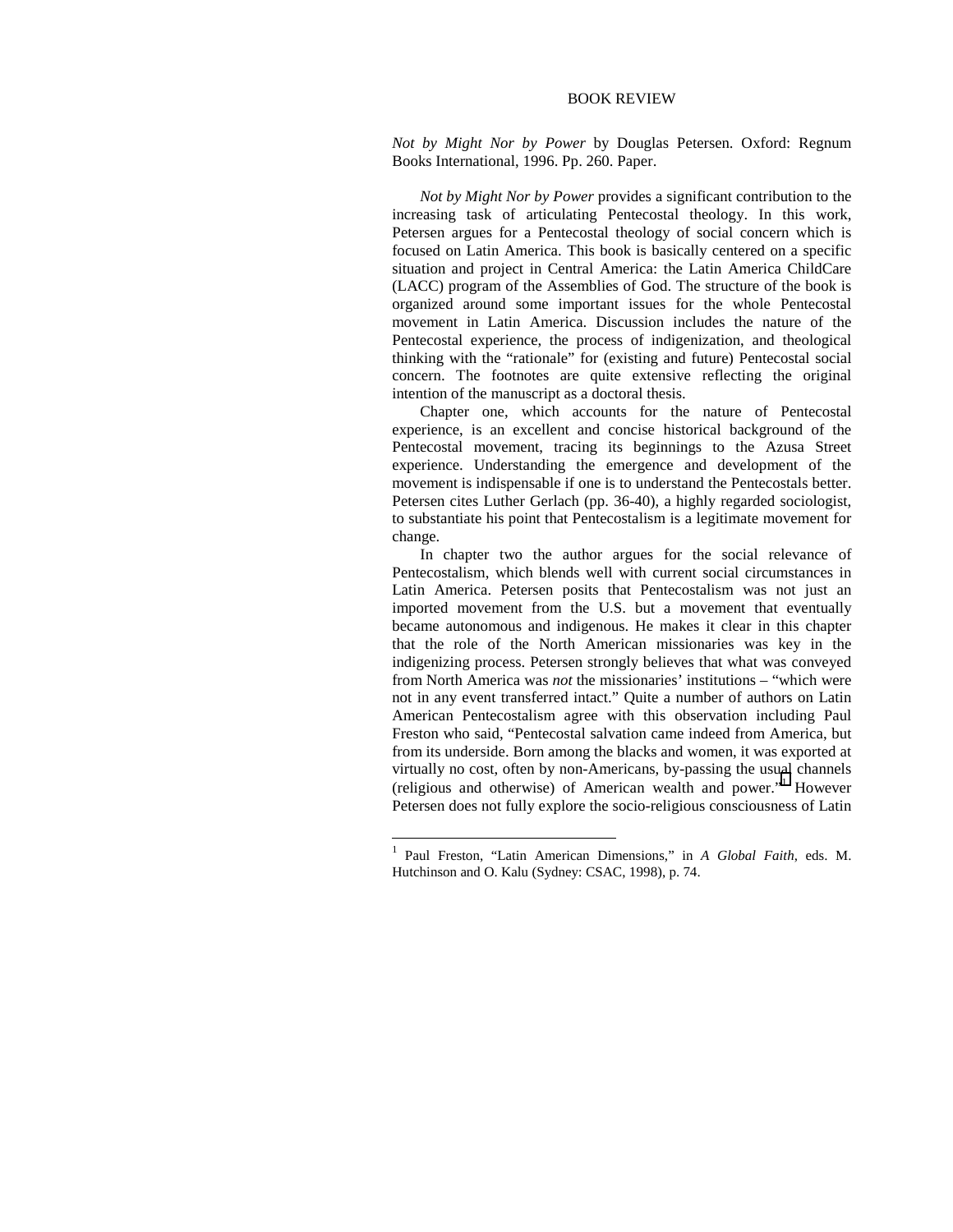# BOOK REVIEW

*Not by Might Nor by Power* by Douglas Petersen. Oxford: Regnum Books International, 1996. Pp. 260. Paper.

*Not by Might Nor by Power* provides a significant contribution to the increasing task of articulating Pentecostal theology. In this work, Petersen argues for a Pentecostal theology of social concern which is focused on Latin America. This book is basically centered on a specific situation and project in Central America: the Latin America ChildCare (LACC) program of the Assemblies of God. The structure of the book is organized around some important issues for the whole Pentecostal movement in Latin America. Discussion includes the nature of the Pentecostal experience, the process of indigenization, and theological thinking with the "rationale" for (existing and future) Pentecostal social concern. The footnotes are quite extensive reflecting the original intention of the manuscript as a doctoral thesis.

Chapter one, which accounts for the nature of Pentecostal experience, is an excellent and concise historical background of the Pentecostal movement, tracing its beginnings to the Azusa Street experience. Understanding the emergence and development of the movement is indispensable if one is to understand the Pentecostals better. Petersen cites Luther Gerlach (pp. 36-40), a highly regarded sociologist, to substantiate his point that Pentecostalism is a legitimate movement for change.

In chapter two the author argues for the social relevance of Pentecostalism, which blends well with current social circumstances in Latin America. Petersen posits that Pentecostalism was not just an imported movement from the U.S. but a movement that eventually became autonomous and indigenous. He makes it clear in this chapter that the role of the North American missionaries was key in the indigenizing process. Petersen strongly believes that what was conveyed from North America was *not* the missionaries' institutions – "which were not in any event transferred intact." Quite a number of authors on Latin American Pentecostalism agree with this observation including Paul Freston who said, "Pentecostal salvation came indeed from America, but from its underside. Born among the blacks and women, it was exported at virtually no cost, often by non-Americans, by-passing the usual channels (religious and otherwise) of American wealth and power."[1] However Petersen does not fully explore the socio-religious consciousness of Latin

---

[1] Paul Freston, "Latin American Dimensions," in *A Global Faith*, eds. M. Hutchinson and O. Kalu (Sydney: CSAC, 1998), p. 74.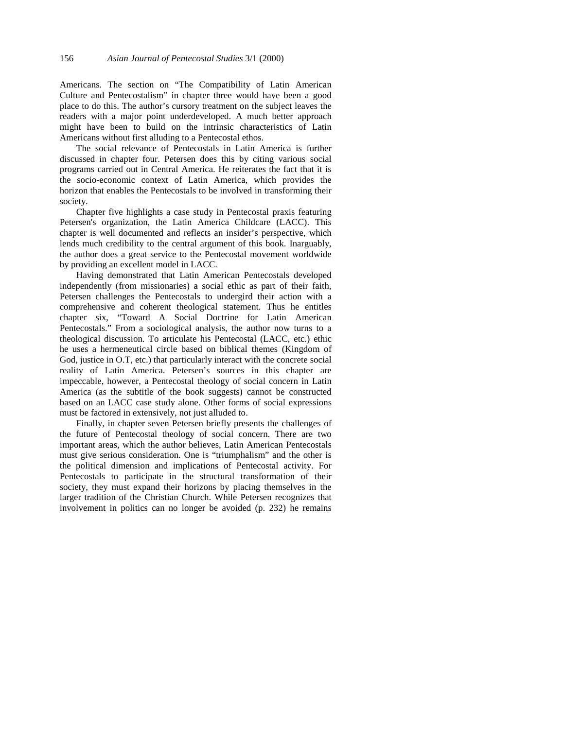Americans. The section on "The Compatibility of Latin American Culture and Pentecostalism" in chapter three would have been a good place to do this. The author's cursory treatment on the subject leaves the readers with a major point underdeveloped. A much better approach might have been to build on the intrinsic characteristics of Latin Americans without first alluding to a Pentecostal ethos.

The social relevance of Pentecostals in Latin America is further discussed in chapter four. Petersen does this by citing various social programs carried out in Central America. He reiterates the fact that it is the socio-economic context of Latin America, which provides the horizon that enables the Pentecostals to be involved in transforming their society.

Chapter five highlights a case study in Pentecostal praxis featuring Petersen's organization, the Latin America Childcare (LACC). This chapter is well documented and reflects an insider's perspective, which lends much credibility to the central argument of this book. Inarguably, the author does a great service to the Pentecostal movement worldwide by providing an excellent model in LACC.

Having demonstrated that Latin American Pentecostals developed independently (from missionaries) a social ethic as part of their faith, Petersen challenges the Pentecostals to undergird their action with a comprehensive and coherent theological statement. Thus he entitles chapter six, "Toward A Social Doctrine for Latin American Pentecostals." From a sociological analysis, the author now turns to a theological discussion. To articulate his Pentecostal (LACC, etc.) ethic he uses a hermeneutical circle based on biblical themes (Kingdom of God, justice in O.T, etc.) that particularly interact with the concrete social reality of Latin America. Petersen's sources in this chapter are impeccable, however, a Pentecostal theology of social concern in Latin America (as the subtitle of the book suggests) cannot be constructed based on an LACC case study alone. Other forms of social expressions must be factored in extensively, not just alluded to.

Finally, in chapter seven Petersen briefly presents the challenges of the future of Pentecostal theology of social concern. There are two important areas, which the author believes, Latin American Pentecostals must give serious consideration. One is "triumphalism" and the other is the political dimension and implications of Pentecostal activity. For Pentecostals to participate in the structural transformation of their society, they must expand their horizons by placing themselves in the larger tradition of the Christian Church. While Petersen recognizes that involvement in politics can no longer be avoided (p. 232) he remains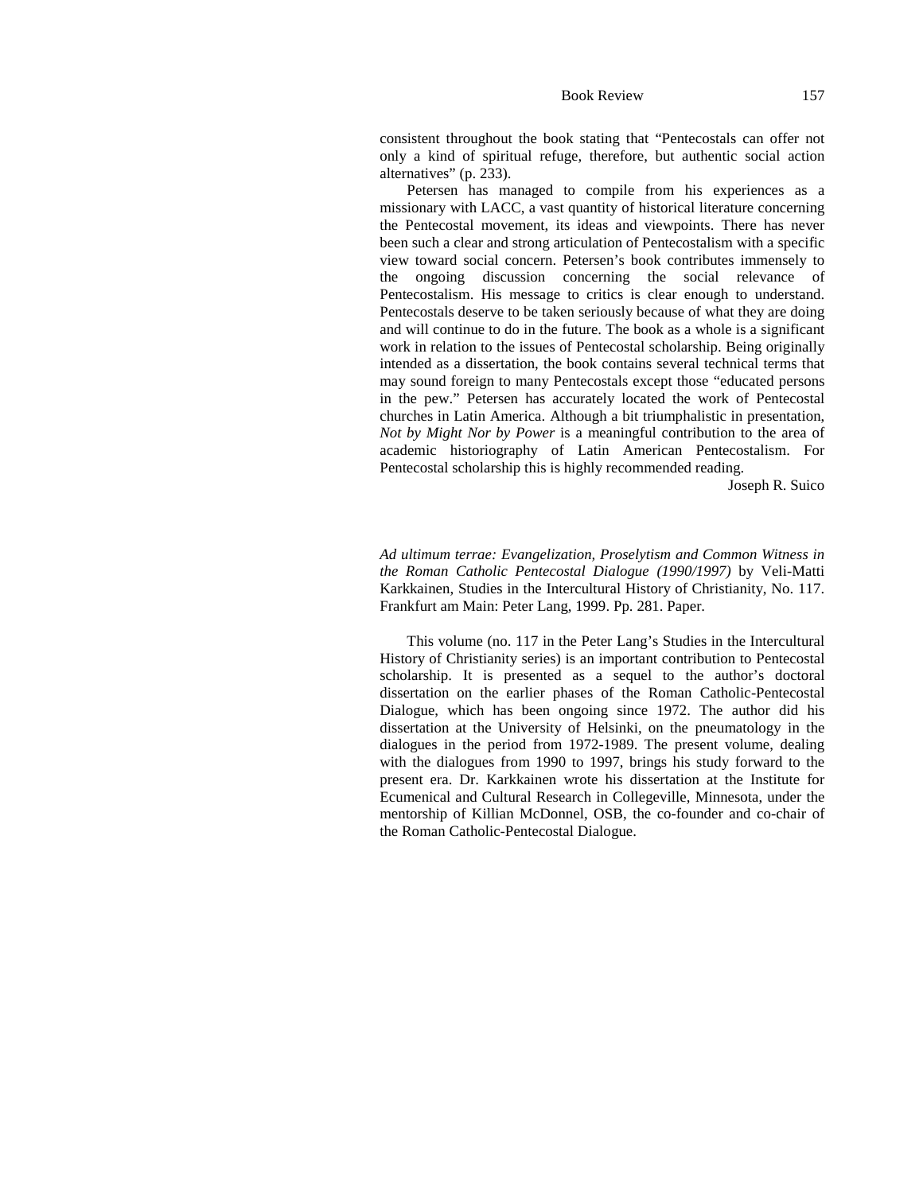consistent throughout the book stating that "Pentecostals can offer not only a kind of spiritual refuge, therefore, but authentic social action alternatives" (p. 233).

Petersen has managed to compile from his experiences as a missionary with LACC, a vast quantity of historical literature concerning the Pentecostal movement, its ideas and viewpoints. There has never been such a clear and strong articulation of Pentecostalism with a specific view toward social concern. Petersen's book contributes immensely to the ongoing discussion concerning the social relevance of Pentecostalism. His message to critics is clear enough to understand. Pentecostals deserve to be taken seriously because of what they are doing and will continue to do in the future. The book as a whole is a significant work in relation to the issues of Pentecostal scholarship. Being originally intended as a dissertation, the book contains several technical terms that may sound foreign to many Pentecostals except those "educated persons in the pew." Petersen has accurately located the work of Pentecostal churches in Latin America. Although a bit triumphalistic in presentation, *Not by Might Nor by Power* is a meaningful contribution to the area of academic historiography of Latin American Pentecostalism. For Pentecostal scholarship this is highly recommended reading.

Joseph R. Suico

*Ad ultimum terrae: Evangelization, Proselytism and Common Witness in the Roman Catholic Pentecostal Dialogue (1990/1997)* by Veli-Matti Karkkainen, Studies in the Intercultural History of Christianity, No. 117. Frankfurt am Main: Peter Lang, 1999. Pp. 281. Paper.

This volume (no. 117 in the Peter Lang's Studies in the Intercultural History of Christianity series) is an important contribution to Pentecostal scholarship. It is presented as a sequel to the author's doctoral dissertation on the earlier phases of the Roman Catholic-Pentecostal Dialogue, which has been ongoing since 1972. The author did his dissertation at the University of Helsinki, on the pneumatology in the dialogues in the period from 1972-1989. The present volume, dealing with the dialogues from 1990 to 1997, brings his study forward to the present era. Dr. Karkkainen wrote his dissertation at the Institute for Ecumenical and Cultural Research in Collegeville, Minnesota, under the mentorship of Killian McDonnel, OSB, the co-founder and co-chair of the Roman Catholic-Pentecostal Dialogue.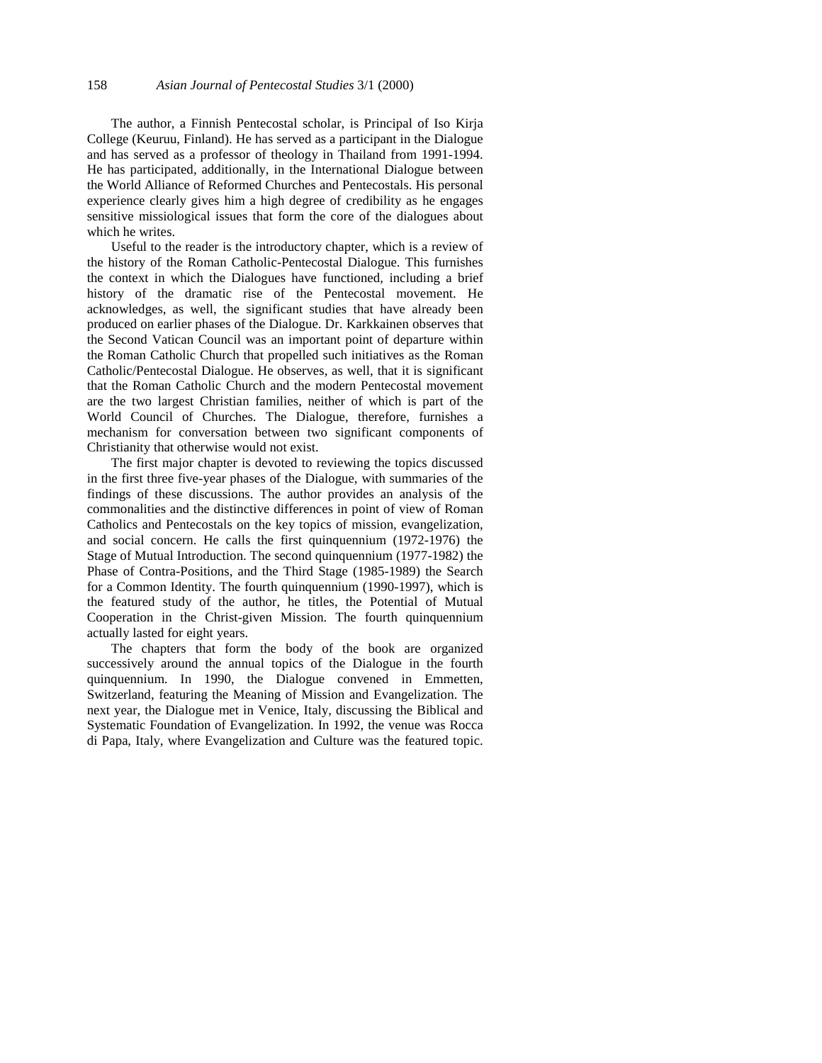The author, a Finnish Pentecostal scholar, is Principal of Iso Kirja College (Keuruu, Finland). He has served as a participant in the Dialogue and has served as a professor of theology in Thailand from 1991-1994. He has participated, additionally, in the International Dialogue between the World Alliance of Reformed Churches and Pentecostals. His personal experience clearly gives him a high degree of credibility as he engages sensitive missiological issues that form the core of the dialogues about which he writes.

Useful to the reader is the introductory chapter, which is a review of the history of the Roman Catholic-Pentecostal Dialogue. This furnishes the context in which the Dialogues have functioned, including a brief history of the dramatic rise of the Pentecostal movement. He acknowledges, as well, the significant studies that have already been produced on earlier phases of the Dialogue. Dr. Karkkainen observes that the Second Vatican Council was an important point of departure within the Roman Catholic Church that propelled such initiatives as the Roman Catholic/Pentecostal Dialogue. He observes, as well, that it is significant that the Roman Catholic Church and the modern Pentecostal movement are the two largest Christian families, neither of which is part of the World Council of Churches. The Dialogue, therefore, furnishes a mechanism for conversation between two significant components of Christianity that otherwise would not exist.

The first major chapter is devoted to reviewing the topics discussed in the first three five-year phases of the Dialogue, with summaries of the findings of these discussions. The author provides an analysis of the commonalities and the distinctive differences in point of view of Roman Catholics and Pentecostals on the key topics of mission, evangelization, and social concern. He calls the first quinquennium (1972-1976) the Stage of Mutual Introduction. The second quinquennium (1977-1982) the Phase of Contra-Positions, and the Third Stage (1985-1989) the Search for a Common Identity. The fourth quinquennium (1990-1997), which is the featured study of the author, he titles, the Potential of Mutual Cooperation in the Christ-given Mission. The fourth quinquennium actually lasted for eight years.

The chapters that form the body of the book are organized successively around the annual topics of the Dialogue in the fourth quinquennium. In 1990, the Dialogue convened in Emmetten, Switzerland, featuring the Meaning of Mission and Evangelization. The next year, the Dialogue met in Venice, Italy, discussing the Biblical and Systematic Foundation of Evangelization. In 1992, the venue was Rocca di Papa, Italy, where Evangelization and Culture was the featured topic.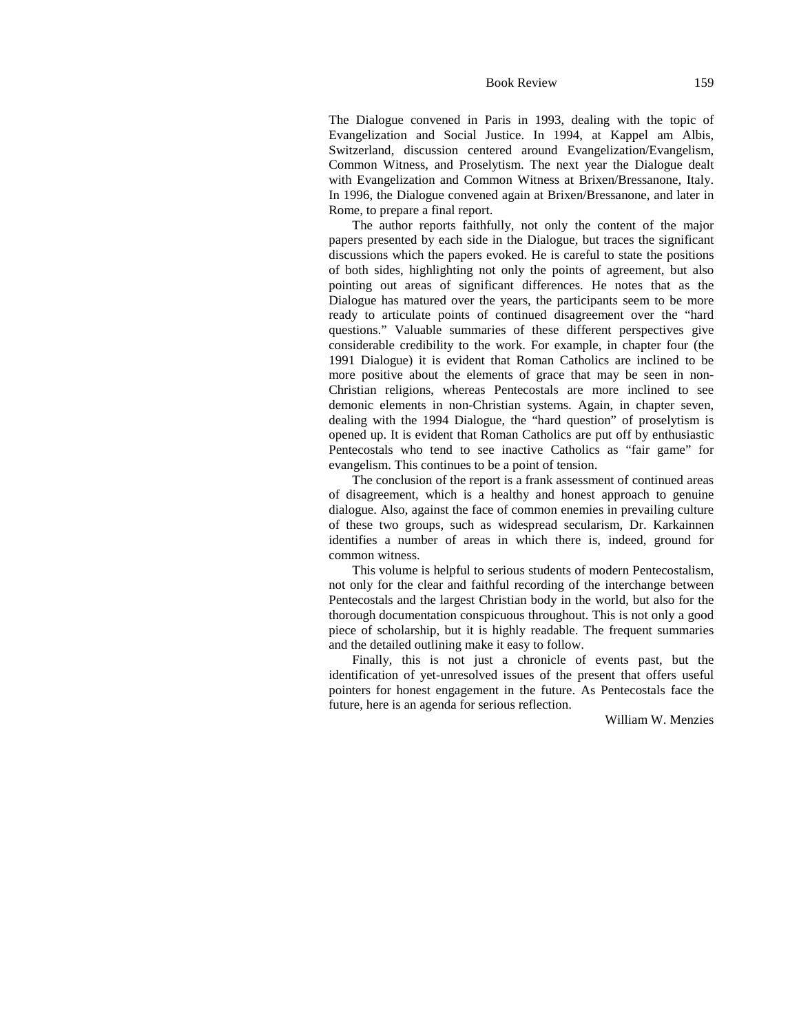The Dialogue convened in Paris in 1993, dealing with the topic of Evangelization and Social Justice. In 1994, at Kappel am Albis, Switzerland, discussion centered around Evangelization/Evangelism, Common Witness, and Proselytism. The next year the Dialogue dealt with Evangelization and Common Witness at Brixen/Bressanone, Italy. In 1996, the Dialogue convened again at Brixen/Bressanone, and later in Rome, to prepare a final report.

The author reports faithfully, not only the content of the major papers presented by each side in the Dialogue, but traces the significant discussions which the papers evoked. He is careful to state the positions of both sides, highlighting not only the points of agreement, but also pointing out areas of significant differences. He notes that as the Dialogue has matured over the years, the participants seem to be more ready to articulate points of continued disagreement over the "hard questions." Valuable summaries of these different perspectives give considerable credibility to the work. For example, in chapter four (the 1991 Dialogue) it is evident that Roman Catholics are inclined to be more positive about the elements of grace that may be seen in non-Christian religions, whereas Pentecostals are more inclined to see demonic elements in non-Christian systems. Again, in chapter seven, dealing with the 1994 Dialogue, the "hard question" of proselytism is opened up. It is evident that Roman Catholics are put off by enthusiastic Pentecostals who tend to see inactive Catholics as "fair game" for evangelism. This continues to be a point of tension.

The conclusion of the report is a frank assessment of continued areas of disagreement, which is a healthy and honest approach to genuine dialogue. Also, against the face of common enemies in prevailing culture of these two groups, such as widespread secularism, Dr. Karkainnen identifies a number of areas in which there is, indeed, ground for common witness.

This volume is helpful to serious students of modern Pentecostalism, not only for the clear and faithful recording of the interchange between Pentecostals and the largest Christian body in the world, but also for the thorough documentation conspicuous throughout. This is not only a good piece of scholarship, but it is highly readable. The frequent summaries and the detailed outlining make it easy to follow.

Finally, this is not just a chronicle of events past, but the identification of yet-unresolved issues of the present that offers useful pointers for honest engagement in the future. As Pentecostals face the future, here is an agenda for serious reflection.

William W. Menzies